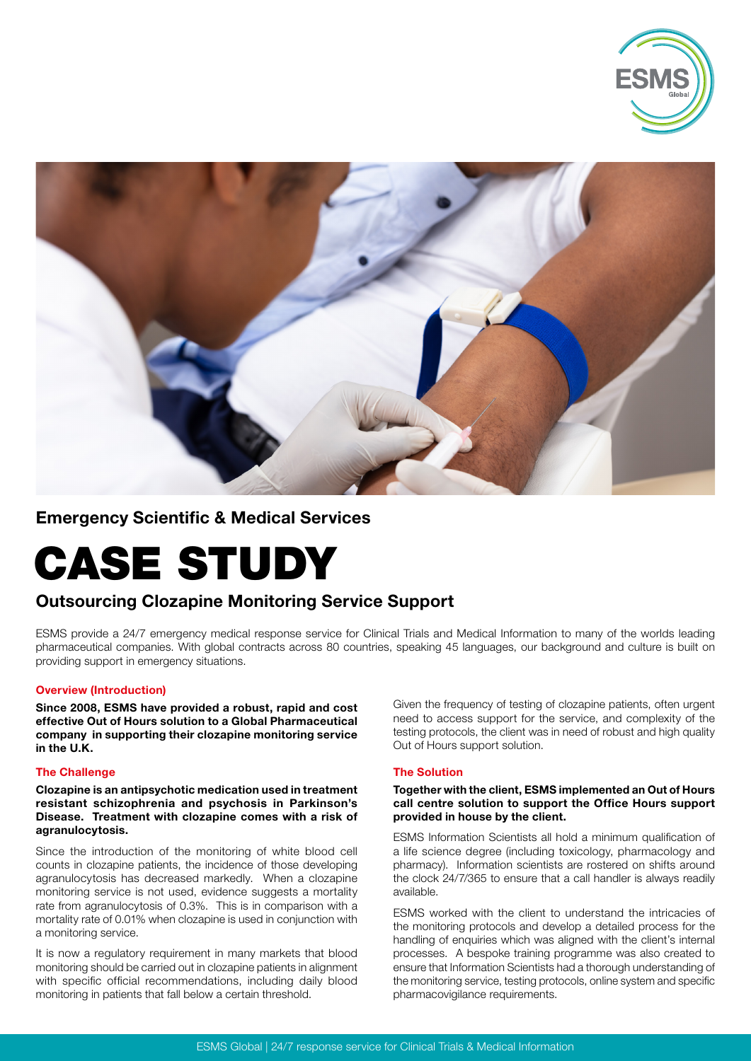Emergency Scientific & Medical Services

# CASE STUDY

## Outsourcing Clozapine Monitoring Service Support

ESMS provide a 24/7 emergency medical response service for Clinical Trials and Medical Information to many of the worlds leading pharmaceutical companies. With global contracts across 80 countries, speaking 45 languages, our background and culture is built on providing support in emergency situations.

### Overview (Introduction)

**Since 2008, ESMS have provided a robust, rapid and cost effective Out of Hours solution to a Global Pharmaceutical company in supporting their clozapine monitoring service in the U.K.**

Given the frequency of testing of clozapine patients, often urgent need to access support for the service, and complexity of the testing protocols, the client was in need of robust and high quality Out of Hours support solution.

### The Challenge

**Clozapine is an antipsychotic medication used in treatment resistant schizophrenia and psychosis in Parkinson's Disease. Treatment with clozapine comes with a risk of agranulocytosis.**

Since the introduction of the monitoring of white blood cell counts in clozapine patients, the incidence of those developing agranulocytosis has decreased markedly. When a clozapine monitoring service is not used, evidence suggests a mortality rate from agranulocytosis of 0.3%. This is in comparison with a mortality rate of 0.01% when clozapine is used in conjunction with a monitoring service.

It is now a regulatory requirement in many markets that blood monitoring should be carried out in clozapine patients in alignment with specific official recommendations, including daily blood monitoring in patients that fall below a certain threshold.

### The Solution

**Together with the client, ESMS implemented an Out of Hours call centre solution to support the Office Hours support provided in house by the client.**

ESMS Information Scientists all hold a minimum qualification of a life science degree (including toxicology, pharmacology and pharmacy). Information scientists are rostered on shifts around the clock 24/7/365 to ensure that a call handler is always readily available.

ESMS worked with the client to understand the intricacies of the monitoring protocols and develop a detailed process for the handling of enquiries which was aligned with the client's internal processes. A bespoke training programme was also created to ensure that Information Scientists had a thorough understanding of the monitoring service, testing protocols, online system and specific pharmacovigilance requirements.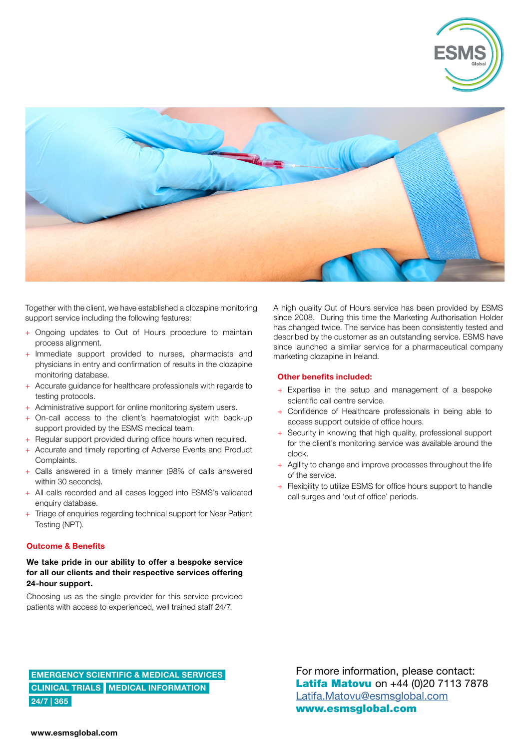Together with the client, we have established a clozapine monitoring support service including the following features:

- Ongoing updates to Out of Hours procedure to maintain process alignment.
- Immediate support provided to nurses, pharmacists and physicians in entry and confirmation of results in the clozapine monitoring database.
- Accurate guidance for healthcare professionals with regards to testing protocols.
- Administrative support for online monitoring system users.
- On-call access to the client's haematologist with back-up support provided by the ESMS medical team.
- Regular support provided during office hours when required.
- Accurate and timely reporting of Adverse Events and Product Complaints.
- Calls answered in a timely manner (98% of calls answered within 30 seconds).
- All calls recorded and all cases logged into ESMS's validated enquiry database.
- Triage of enquiries regarding technical support for Near Patient Testing (NPT).

## Outcome & Benefits

**We take pride in our ability to offer a bespoke service for all our clients and their respective services offering 24-hour support.**

Choosing us as the single provider for this service provided patients with access to experienced, well trained staff 24/7.

A high quality Out of Hours service has been provided by ESMS since 2008. During this time the Marketing Authorisation Holder has changed twice. The service has been consistently tested and described by the customer as an outstanding service. ESMS have since launched a similar service for a pharmaceutical company marketing clozapine in Ireland.

### Other benefits included:

- Expertise in the setup and management of a bespoke scientific call centre service.
- Confidence of Healthcare professionals in being able to access support outside of office hours.
- Security in knowing that high quality, professional support for the client's monitoring service was available around the clock.
- Agility to change and improve processes throughout the life of the service.
- Flexibility to utilize ESMS for office hours support to handle call surges and 'out of office' periods.

**EMERGENCY SCIENTIFIC & MEDICAL SERVICES**
**CLINICAL TRIALS** **MEDICAL INFORMATION**
**24/7 | 365**

For more information, please contact:
**Latifa Matovu** on +44 (0)20 7113 7878
Latifa.Matovu@esmsglobal.com
**www.esmsglobal.com**

**www.esmsglobal.com**